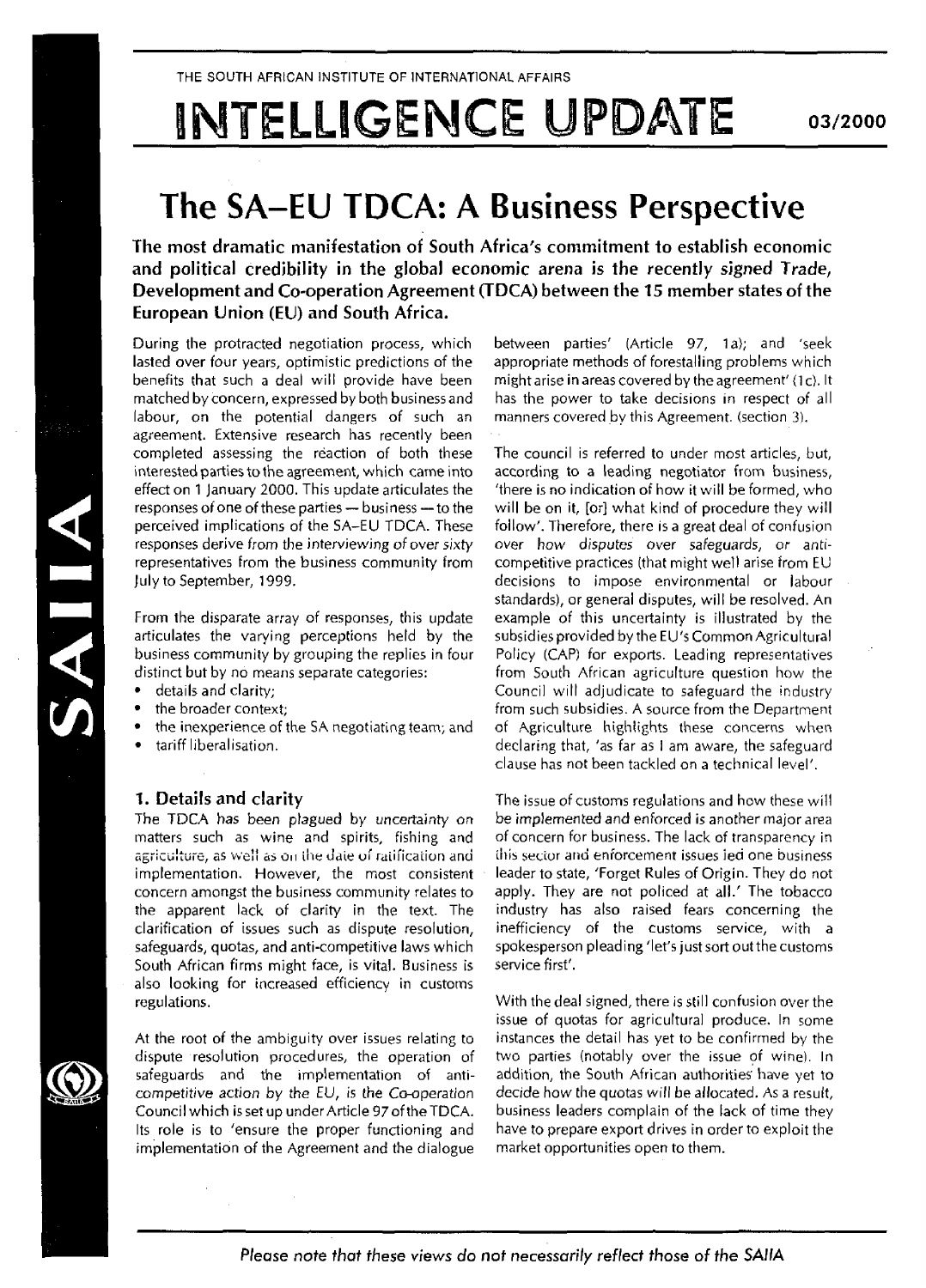THE SOUTH AFRICAN INSTITUTE OF INTERNATIONAL AFFAIRS

# INTELLIGENCE UPDATE 03/2000

## The SA–EU TDCA: A Business Perspective

**The most dramatic manifestation of South Africa's commitment to establish economic and political credibility in the global economic arena is the recently signed Trade, Development and Co-operation Agreement (TDCA) between the 15 member states of the European Union (EU) and South Africa.**

During the protracted negotiation process, which lasted over four years, optimistic predictions of the benefits that such a deal will provide have been matched by concern, expressed by both business and labour, on the potential dangers of such an agreement. Extensive research has recently been completed assessing the reaction of both these interested parties to the agreement, which came into effect on 1 January 2000. This update articulates the responses of one of these parties — business — to the perceived implications of the SA–EU TDCA. These responses derive from the interviewing of over sixty representatives from the business community from July to September, 1999.

From the disparate array of responses, this update articulates the varying perceptions held by the business community by grouping the replies in four distinct but by no means separate categories:

- details and clarity;
- the broader context;
- the inexperience of the SA negotiating team; and
- tariff liberalisation.

### 1. Details and clarity

The TDCA has been plagued by uncertainty on matters such as wine and spirits, fishing and agriculture, as well as on the date of ratification and implementation. However, the most consistent concern amongst the business community relates to the apparent lack of clarity in the text. The clarification of issues such as dispute resolution, safeguards, quotas, and anti-competitive laws which South African firms might face, is vital. Business is also looking for increased efficiency in customs regulations.

At the root of the ambiguity over issues relating to dispute resolution procedures, the operation of safeguards and the implementation of anti-competitive action by the EU, is the Co-operation Council which is set up under Article 97 of the TDCA. Its role is to 'ensure the proper functioning and implementation of the Agreement and the dialogue between parties' (Article 97, 1a); and 'seek appropriate methods of forestalling problems which might arise in areas covered by the agreement' (1c). It has the power to take decisions in respect of all manners covered by this Agreement. (section 3).

The council is referred to under most articles, but, according to a leading negotiator from business, 'there is no indication of how it will be formed, who will be on it, [or] what kind of procedure they will follow'. Therefore, there is a great deal of confusion over how disputes over safeguards, or anti-competitive practices (that might well arise from EU decisions to impose environmental or labour standards), or general disputes, will be resolved. An example of this uncertainty is illustrated by the subsidies provided by the EU's Common Agricultural Policy (CAP) for exports. Leading representatives from South African agriculture question how the Council will adjudicate to safeguard the industry from such subsidies. A source from the Department of Agriculture highlights these concerns when declaring that, 'as far as I am aware, the safeguard clause has not been tackled on a technical level'.

The issue of customs regulations and how these will be implemented and enforced is another major area of concern for business. The lack of transparency in this sector and enforcement issues led one business leader to state, 'Forget Rules of Origin. They do not apply. They are not policed at all.' The tobacco industry has also raised fears concerning the inefficiency of the customs service, with a spokesperson pleading 'let's just sort out the customs service first'.

With the deal signed, there is still confusion over the issue of quotas for agricultural produce. In some instances the detail has yet to be confirmed by the two parties (notably over the issue of wine). In addition, the South African authorities have yet to decide how the quotas will be allocated. As a result, business leaders complain of the lack of time they have to prepare export drives in order to exploit the market opportunities open to them.

*Please note that these views do not necessarily reflect those of the SAIIA*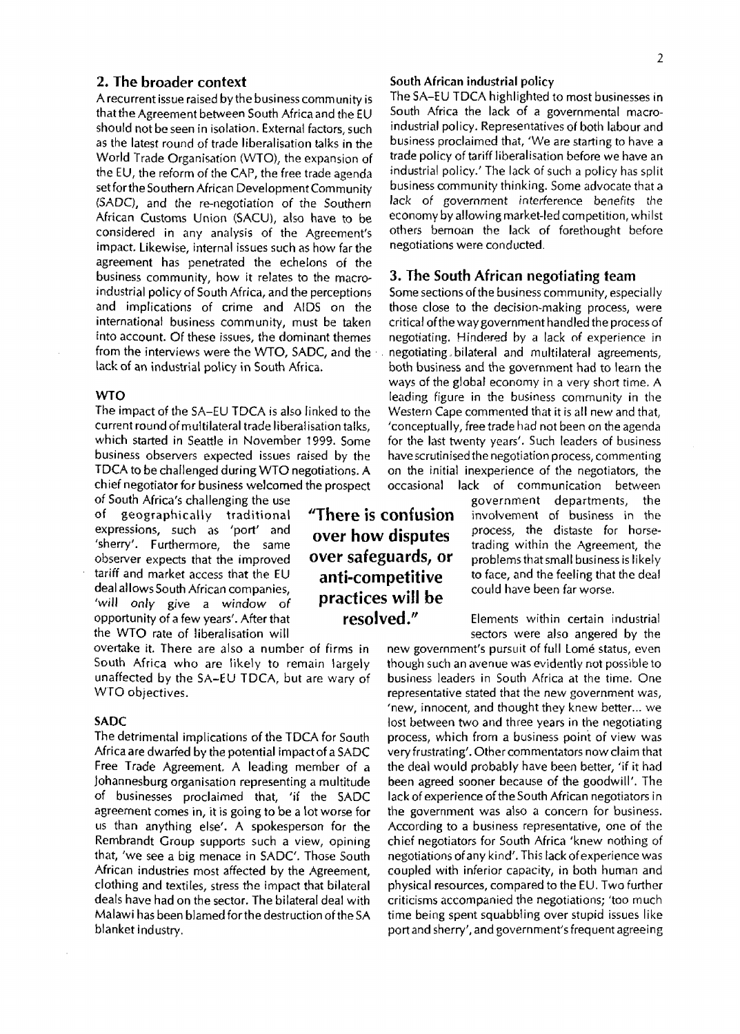## 2. The broader context

A recurrent issue raised by the business community is that the Agreement between South Africa and the EU should not be seen in isolation. External factors, such as the latest round of trade liberalisation talks in the World Trade Organisation (WTO), the expansion of the EU, the reform of the CAP, the free trade agenda set for the Southern African Development Community (SADC), and the re-negotiation of the Southern African Customs Union (SACU), also have to be considered in any analysis of the Agreement's impact. Likewise, internal issues such as how far the agreement has penetrated the echelons of the business community, how it relates to the macro-industrial policy of South Africa, and the perceptions and implications of crime and AIDS on the international business community, must be taken into account. Of these issues, the dominant themes from the interviews were the WTO, SADC, and the lack of an industrial policy in South Africa.

### WTO

The impact of the SA–EU TDCA is also linked to the current round of multilateral trade liberalisation talks, which started in Seattle in November 1999. Some business observers expected issues raised by the TDCA to be challenged during WTO negotiations. A chief negotiator for business welcomed the prospect of South Africa's challenging the use of geographically traditional expressions, such as 'port' and 'sherry'. Furthermore, the same observer expects that the improved tariff and market access that the EU deal allows South African companies, '*will only* give a window of opportunity of a few years'. After that the WTO rate of liberalisation will overtake it. There are also a number of firms in South Africa who are likely to remain largely unaffected by the SA–EU TDCA, but are wary of WTO objectives.

**"There is confusion over how disputes over safeguards, or anti-competitive practices will be resolved."**

### SADC

The detrimental implications of the TDCA for South Africa are dwarfed by the potential impact of a SADC Free Trade Agreement. A leading member of a Johannesburg organisation representing a multitude of businesses proclaimed that, 'if the SADC agreement comes in, it is going to be a lot worse for us than anything else'. A spokesperson for the Rembrandt Group supports such a view, opining that, 'we see a big menace in SADC'. Those South African industries most affected by the Agreement, clothing and textiles, stress the impact that bilateral deals have had on the sector. The bilateral deal with Malawi has been blamed for the destruction of the SA blanket industry.

### South African industrial policy

The SA–EU TDCA highlighted to most businesses in South Africa the lack of a governmental macro-industrial policy. Representatives of both labour and business proclaimed that, 'We are starting to have a trade policy of tariff liberalisation before we have an industrial policy.' The lack of such a policy has split business community thinking. Some advocate that a lack of government interference benefits the economy by allowing market-led competition, whilst others bemoan the lack of forethought before negotiations were conducted.

## 3. The South African negotiating team

Some sections of the business community, especially those close to the decision-making process, were critical of the way government handled the process of negotiating. Hindered by a lack of experience in negotiating bilateral and multilateral agreements, both business and the government had to learn the ways of the global economy in a very short time. A leading figure in the business community in the Western Cape commented that it is all new and that, 'conceptually, free trade had not been on the agenda for the last twenty years'. Such leaders of business have scrutinised the negotiation process, commenting on the initial inexperience of the negotiators, the occasional lack of communication between government departments, the involvement of business in the process, the distaste for horse-trading within the Agreement, the problems that small business is likely to face, and the feeling that the deal could have been far worse.

Elements within certain industrial sectors were also angered by the new government's pursuit of full Lomé status, even though such an avenue was evidently not possible to business leaders in South Africa at the time. One representative stated that the new government was, 'new, innocent, and thought they knew better... we lost between two and three years in the negotiating process, which from a business point of view was very frustrating'. Other commentators now claim that the deal would probably have been better, 'if it had been agreed sooner because of the goodwill'. The lack of experience of the South African negotiators in the government was also a concern for business. According to a business representative, one of the chief negotiators for South Africa 'knew nothing of negotiations of any kind'. This lack of experience was coupled with inferior capacity, in both human and physical resources, compared to the EU. Two further criticisms accompanied the negotiations; 'too much time being spent squabbling over stupid issues like port and sherry', and government's frequent agreeing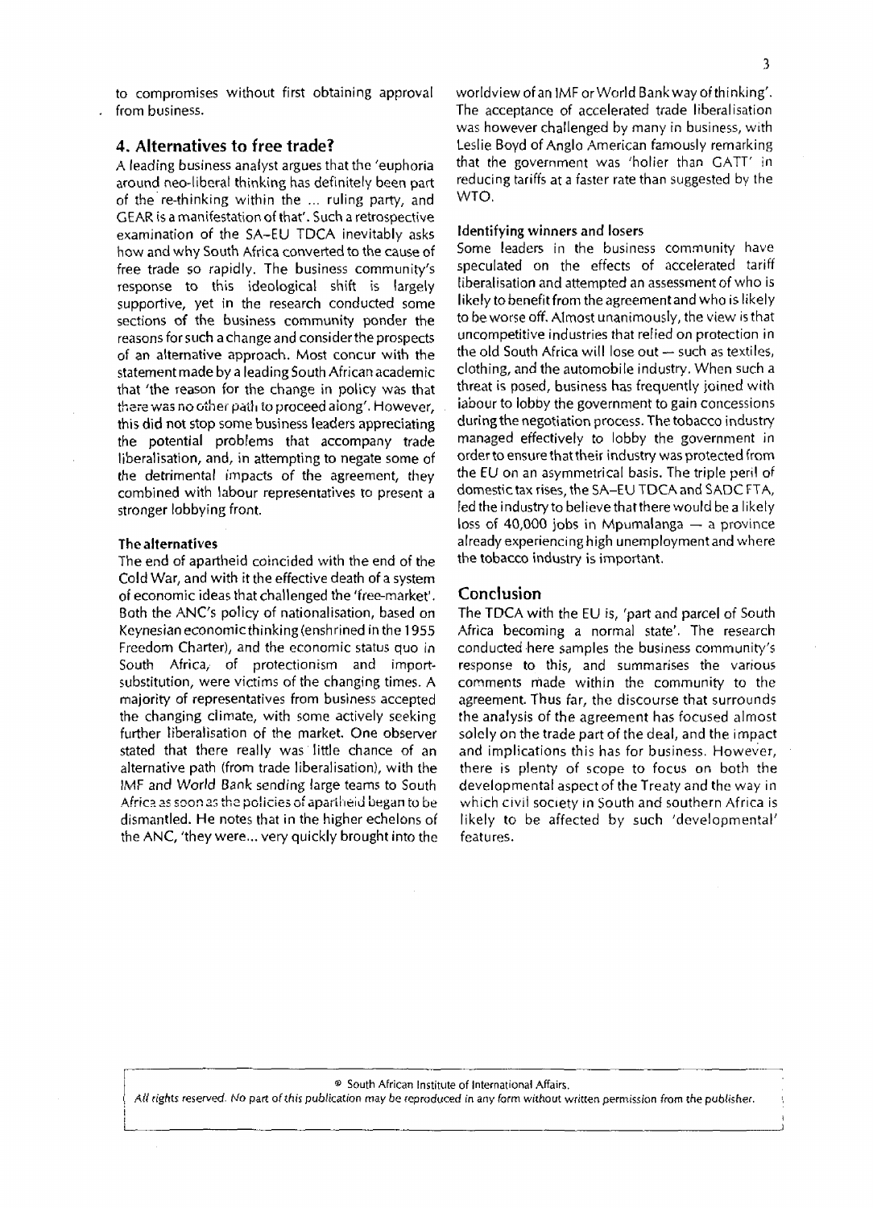to compromises without first obtaining approval from business.

## 4. Alternatives to free trade?

A leading business analyst argues that the 'euphoria around neo-liberal thinking has definitely been part of the re-thinking within the ... ruling party, and GEAR is a manifestation of that'. Such a retrospective examination of the SA–EU TDCA inevitably asks how and why South Africa converted to the cause of free trade so rapidly. The business community's response to this ideological shift is largely supportive, yet in the research conducted some sections of the business community ponder the reasons for such a change and consider the prospects of an alternative approach. Most concur with the statement made by a leading South African academic that 'the reason for the change in policy was that there was no other path to proceed along'. However, this did not stop some business leaders appreciating the potential problems that accompany trade liberalisation, and, in attempting to negate some of the detrimental impacts of the agreement, they combined with labour representatives to present a stronger lobbying front.

### The alternatives

The end of apartheid coincided with the end of the Cold War, and with it the effective death of a system of economic ideas that challenged the 'free-market'. Both the ANC's policy of nationalisation, based on Keynesian economic thinking (enshrined in the 1955 Freedom Charter), and the economic status quo in South Africa, of protectionism and import-substitution, were victims of the changing times. A majority of representatives from business accepted the changing climate, with some actively seeking further liberalisation of the market. One observer stated that there really was little chance of an alternative path (from trade liberalisation), with the IMF and World Bank sending large teams to South Africa as soon as the policies of apartheid began to be dismantled. He notes that in the higher echelons of the ANC, 'they were... very quickly brought into the worldview of an IMF or World Bank way of thinking'. The acceptance of accelerated trade liberalisation was however challenged by many in business, with Leslie Boyd of Anglo American famously remarking that the government was 'holier than GATT' in reducing tariffs at a faster rate than suggested by the WTO.

### Identifying winners and losers

Some leaders in the business community have speculated on the effects of accelerated tariff liberalisation and attempted an assessment of who is likely to benefit from the agreement and who is likely to be worse off. Almost unanimously, the view is that uncompetitive industries that relied on protection in the old South Africa will lose out — such as textiles, clothing, and the automobile industry. When such a threat is posed, business has frequently joined with labour to lobby the government to gain concessions during the negotiation process. The tobacco industry managed effectively to lobby the government in order to ensure that their industry was protected from the EU on an asymmetrical basis. The triple peril of domestic tax rises, the SA–EU TDCA and SADC FTA, led the industry to believe that there would be a likely loss of 40,000 jobs in Mpumalanga — a province already experiencing high unemployment and where the tobacco industry is important.

## Conclusion

The TDCA with the EU is, 'part and parcel of South Africa becoming a normal state'. The research conducted here samples the business community's response to this, and summarises the various comments made within the community to the agreement. Thus far, the discourse that surrounds the analysis of the agreement has focused almost solely on the trade part of the deal, and the impact and implications this has for business. However, there is plenty of scope to focus on both the developmental aspect of the Treaty and the way in which civil society in South and southern Africa is likely to be affected by such 'developmental' features.

© South African Institute of International Affairs.
*All rights reserved. No part of this publication may be reproduced in any form without written permission from the publisher.*